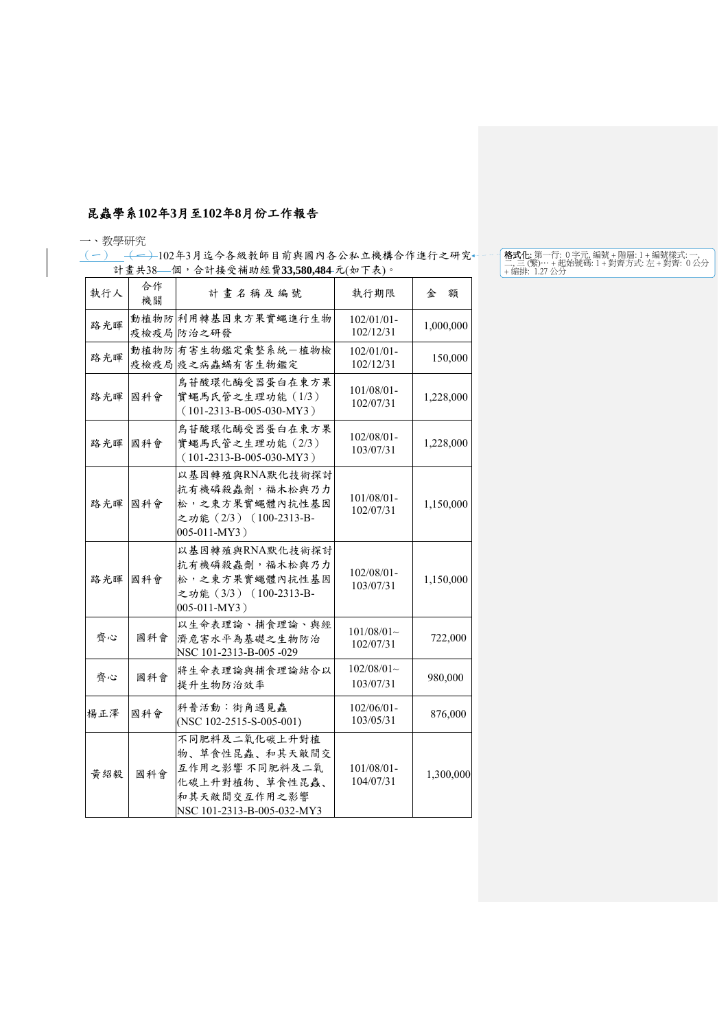# 昆蟲學系102年3月至102年8月份工作報告

一、教學研究

（一）102年3月迄今各級教師目前與國內各公私立機構合作進行之研究計畫共38個，合計接受補助經費**33,580,484**元(如下表)。

| 執行人 | 合作機關 | 計畫名稱及編號 | 執行期限 | 金　額 |
|---|---|---|---|---|
| 路光暉 | 動植物防疫檢疫局 | 利用轉基因東方果實蠅進行生物防治之研發 | 102/01/01-102/12/31 | 1,000,000 |
| 路光暉 | 動植物防疫檢疫局 | 有害生物鑑定彙整系統－植物檢疫之病蟲蟎有害生物鑑定 | 102/01/01-102/12/31 | 150,000 |
| 路光暉 | 國科會 | 烏甘酸環化酶受器蛋白在東方果實蠅馬氏管之生理功能（1/3）（101-2313-B-005-030-MY3） | 101/08/01-102/07/31 | 1,228,000 |
| 路光暉 | 國科會 | 烏甘酸環化酶受器蛋白在東方果實蠅馬氏管之生理功能（2/3）（101-2313-B-005-030-MY3） | 102/08/01-103/07/31 | 1,228,000 |
| 路光暉 | 國科會 | 以基因轉殖與RNA默化技術探討抗有機磷殺蟲劑，福木松與乃力松，之東方果實蠅體內抗性基因之功能（2/3）（100-2313-B-005-011-MY3） | 101/08/01-102/07/31 | 1,150,000 |
| 路光暉 | 國科會 | 以基因轉殖與RNA默化技術探討抗有機磷殺蟲劑，福木松與乃力松，之東方果實蠅體內抗性基因之功能（3/3）（100-2313-B-005-011-MY3） | 102/08/01-103/07/31 | 1,150,000 |
| 齊心 | 國科會 | 以生命表理論、捕食理論、與經濟危害水平為基礎之生物防治 NSC 101-2313-B-005 -029 | 101/08/01~102/07/31 | 722,000 |
| 齊心 | 國科會 | 將生命表理論與捕食理論結合以提升生物防治效率 | 102/08/01~103/07/31 | 980,000 |
| 楊正澤 | 國科會 | 科普活動：街角遇見蟲 (NSC 102-2515-S-005-001) | 102/06/01-103/05/31 | 876,000 |
| 黃紹毅 | 國科會 | 不同肥料及二氧化碳上升對植物、草食性昆蟲、和其天敵間交互作用之影響 不同肥料及二氧化碳上升對植物、草食性昆蟲、和其天敵間交互作用之影響 NSC 101-2313-B-005-032-MY3 | 101/08/01-104/07/31 | 1,300,000 |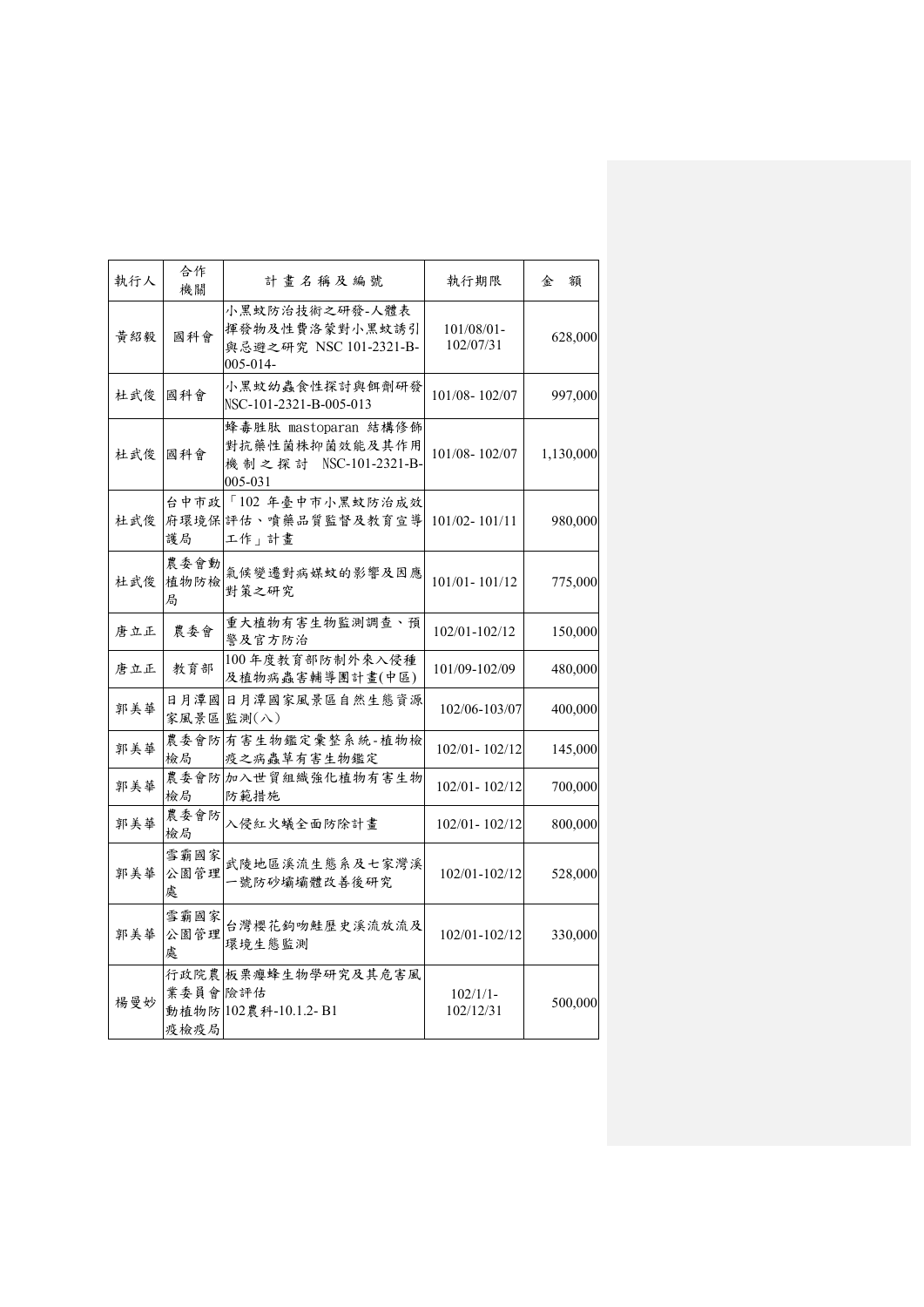| 執行人 | 合作機關 | 計畫名稱及編號 | 執行期限 | 金　額 |
|---|---|---|---|---|
| 黃紹毅 | 國科會 | 小黑蚊防治技術之研發-人體表揮發物及性費洛蒙對小黑蚊誘引與忌避之研究 NSC 101-2321-B-005-014- | 101/08/01-102/07/31 | 628,000 |
| 杜武俊 | 國科會 | 小黑蚊幼蟲食性探討與餌劑研發 NSC-101-2321-B-005-013 | 101/08- 102/07 | 997,000 |
| 杜武俊 | 國科會 | 蜂毒胜肽 mastoparan 結構修飾對抗藥性菌株抑菌效能及其作用機制之探討 NSC-101-2321-B-005-031 | 101/08- 102/07 | 1,130,000 |
| 杜武俊 | 台中市政府環境保護局 | 「102 年臺中市小黑蚊防治成效評估、噴藥品質監督及教育宣導工作」計畫 | 101/02- 101/11 | 980,000 |
| 杜武俊 | 農委會動植物防檢局 | 氣候變遷對病媒蚊的影響及因應對策之研究 | 101/01- 101/12 | 775,000 |
| 唐立正 | 農委會 | 重大植物有害生物監測調查、預警及官方防治 | 102/01-102/12 | 150,000 |
| 唐立正 | 教育部 | 100 年度教育部防制外來入侵種及植物病蟲害輔導團計畫(中區) | 101/09-102/09 | 480,000 |
| 郭美華 | 日月潭國家風景區 | 日月潭國家風景區自然生態資源監測(八) | 102/06-103/07 | 400,000 |
| 郭美華 | 農委會防檢局 | 有害生物鑑定彙整系統-植物檢疫之病蟲草有害生物鑑定 | 102/01- 102/12 | 145,000 |
| 郭美華 | 農委會防檢局 | 加入世貿組織強化植物有害生物防範措施 | 102/01- 102/12 | 700,000 |
| 郭美華 | 農委會防檢局 | 入侵紅火蟻全面防除計畫 | 102/01- 102/12 | 800,000 |
| 郭美華 | 雪霸國家公園管理處 | 武陵地區溪流生態系及七家灣溪一號防砂壩壩體改善後研究 | 102/01-102/12 | 528,000 |
| 郭美華 | 雪霸國家公園管理處 | 台灣櫻花鉤吻鮭歷史溪流放流及環境生態監測 | 102/01-102/12 | 330,000 |
| 楊曼妙 | 行政院農業委員會動植物防疫檢疫局 | 板栗癭蜂生物學研究及其危害風險評估 102農科-10.1.2- B1 | 102/1/1-102/12/31 | 500,000 |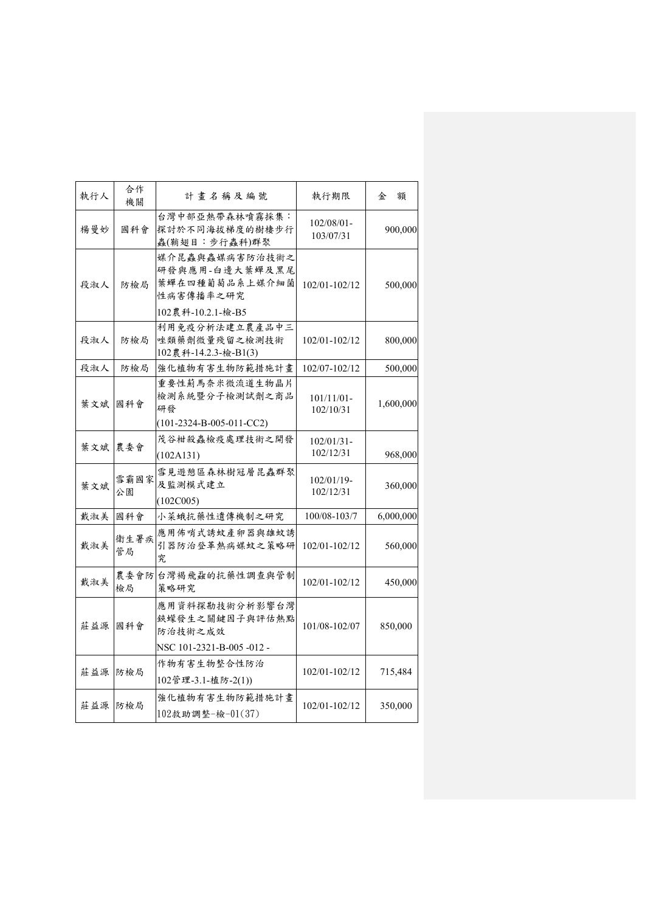| 執行人 | 合作機關 | 計畫名稱及編號 | 執行期限 | 金　額 |
|---|---|---|---|---|
| 楊曼妙 | 國科會 | 台灣中部亞熱帶森林噴霧採集：探討於不同海拔梯度的樹棲步行蟲(鞘翅目：步行蟲科)群聚 | 102/08/01-103/07/31 | 900,000 |
| 段淑人 | 防檢局 | 媒介昆蟲與蟲媒病害防治技術之研發與應用-白邊大葉蟬及黑尾葉蟬在四種葡萄品系上媒介細菌性病害傳播率之研究<br>102農科-10.2.1-檢-B5 | 102/01-102/12 | 500,000 |
| 段淑人 | 防檢局 | 利用免疫分析法建立農產品中三唑類藥劑微量殘留之檢測技術<br>102農科-14.2.3-檢-B1(3) | 102/01-102/12 | 800,000 |
| 段淑人 | 防檢局 | 強化植物有害生物防範措施計畫 | 102/07-102/12 | 500,000 |
| 葉文斌 | 國科會 | 重要性薊馬奈米微流道生物晶片檢測系統暨分子檢測試劑之商品研發<br>(101-2324-B-005-011-CC2) | 101/11/01-102/10/31 | 1,600,000 |
| 葉文斌 | 農委會 | 茂谷柑殺蟲檢疫處理技術之開發<br>(102A131) | 102/01/31-102/12/31 | 968,000 |
| 葉文斌 | 雪霸國家公園 | 雪見遊憩區森林樹冠層昆蟲群聚及監測模式建立<br>(102C005) | 102/01/19-102/12/31 | 360,000 |
| 戴淑美 | 國科會 | 小菜蛾抗藥性遺傳機制之研究 | 100/08-103/7 | 6,000,000 |
| 戴淑美 | 衛生署疾管局 | 應用佈哨式誘蚊產卵器與雄蚊誘引器防治登革熱病媒蚊之策略研究 | 102/01-102/12 | 560,000 |
| 戴淑美 | 農委會防檢局 | 台灣褐飛蝨的抗藥性調查與管制策略研究 | 102/01-102/12 | 450,000 |
| 莊益源 | 國科會 | 應用資料探勘技術分析影響台灣�National蟓發生之關鍵因子與評估熱點防治技術之成效<br>NSC 101-2321-B-005 -012 - | 101/08-102/07 | 850,000 |
| 莊益源 | 防檢局 | 作物有害生物整合性防治<br>102管理-3.1-植防-2(1)) | 102/01-102/12 | 715,484 |
| 莊益源 | 防檢局 | 強化植物有害生物防範措施計畫<br>102救助調整-檢-01(37) | 102/01-102/12 | 350,000 |

| 執行人 | 合作機關 | 計畫名稱及編號 | 執行期限 | 金　額 |
|---|---|---|---|---|
| 楊曼妙 | 國科會 | 台灣中部亞熱帶森林噴霧採集：探討於不同海拔梯度的樹棲步行蟲(鞘翅目：步行蟲科)群聚 | 102/08/01-103/07/31 | 900,000 |
| 段淑人 | 防檢局 | 媒介昆蟲與蟲媒病害防治技術之研發與應用-白邊大葉蟬及黑尾葉蟬在四種葡萄品系上媒介細菌性病害傳播率之研究<br>102農科-10.2.1-檢-B5 | 102/01-102/12 | 500,000 |
| 段淑人 | 防檢局 | 利用免疫分析法建立農產品中三唑類藥劑微量殘留之檢測技術<br>102農科-14.2.3-檢-B1(3) | 102/01-102/12 | 800,000 |
| 段淑人 | 防檢局 | 強化植物有害生物防範措施計畫 | 102/07-102/12 | 500,000 |
| 葉文斌 | 國科會 | 重要性薊馬奈米微流道生物晶片檢測系統暨分子檢測試劑之商品研發<br>(101-2324-B-005-011-CC2) | 101/11/01-102/10/31 | 1,600,000 |
| 葉文斌 | 農委會 | 茂谷柑殺蟲檢疫處理技術之開發<br>(102A131) | 102/01/31-102/12/31 | 968,000 |
| 葉文斌 | 雪霸國家公園 | 雪見遊憩區森林樹冠層昆蟲群聚及監測模式建立<br>(102C005) | 102/01/19-102/12/31 | 360,000 |
| 戴淑美 | 國科會 | 小菜蛾抗藥性遺傳機制之研究 | 100/08-103/7 | 6,000,000 |
| 戴淑美 | 衛生署疾管局 | 應用佈哨式誘蚊產卵器與雄蚊誘引器防治登革熱病媒蚊之策略研究 | 102/01-102/12 | 560,000 |
| 戴淑美 | 農委會防檢局 | 台灣褐飛蝨的抗藥性調查與管制策略研究 | 102/01-102/12 | 450,000 |
| 莊益源 | 國科會 | 應用資料探勘技術分析影響台灣銀蟓發生之關鍵因子與評估熱點防治技術之成效<br>NSC 101-2321-B-005 -012 - | 101/08-102/07 | 850,000 |
| 莊益源 | 防檢局 | 作物有害生物整合性防治<br>102管理-3.1-植防-2(1)) | 102/01-102/12 | 715,484 |
| 莊益源 | 防檢局 | 強化植物有害生物防範措施計畫<br>102救助調整-檢-01(37) | 102/01-102/12 | 350,000 |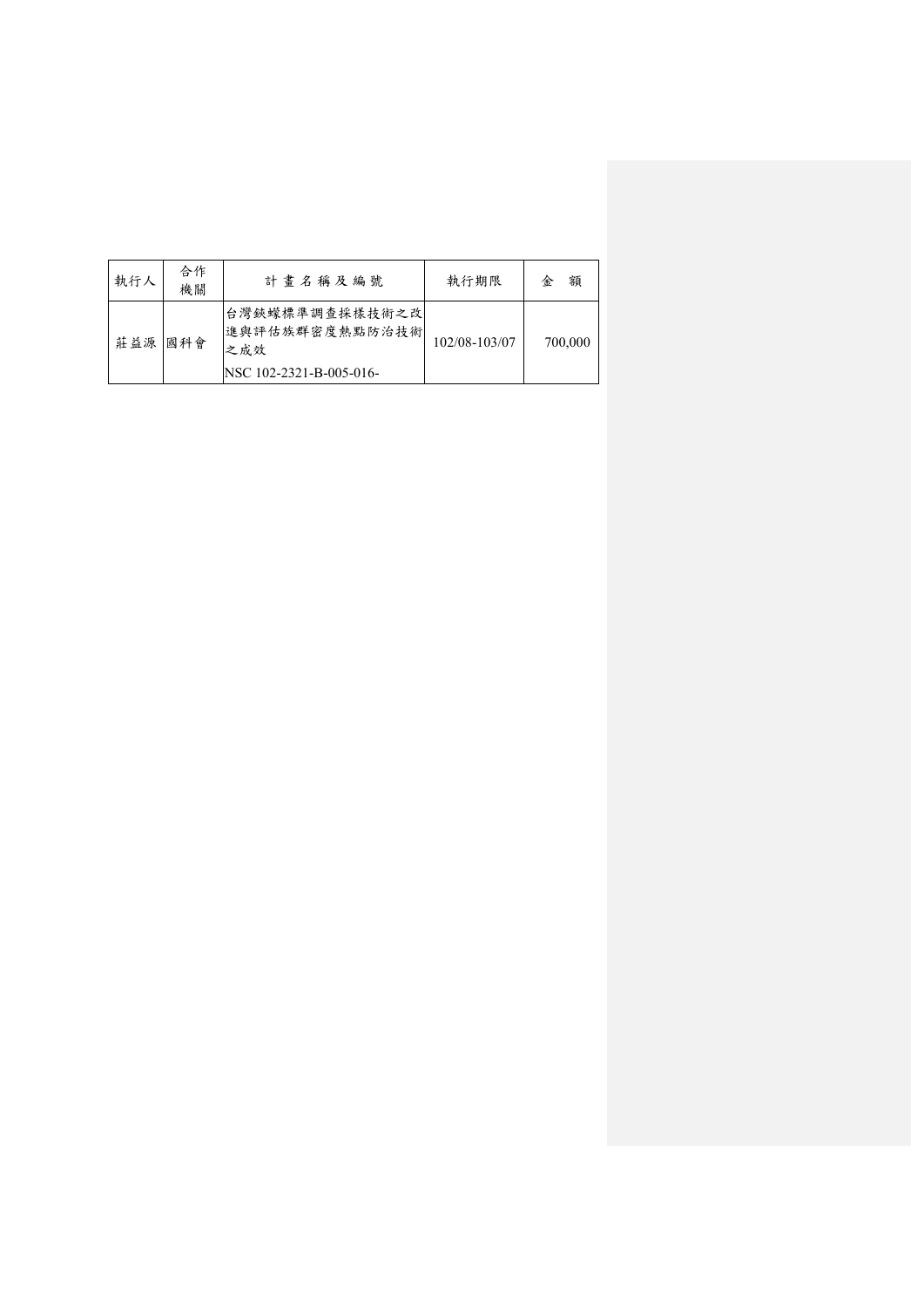| 執行人 | 合作機關 | 計 畫 名 稱 及 編 號 | 執行期限 | 金 額 |
|---|---|---|---|---|
| 莊益源 | 國科會 | 台灣銖蠓標準調查採樣技術之改進與評估族群密度熱點防治技術之成效 NSC 102-2321-B-005-016- | 102/08-103/07 | 700,000 |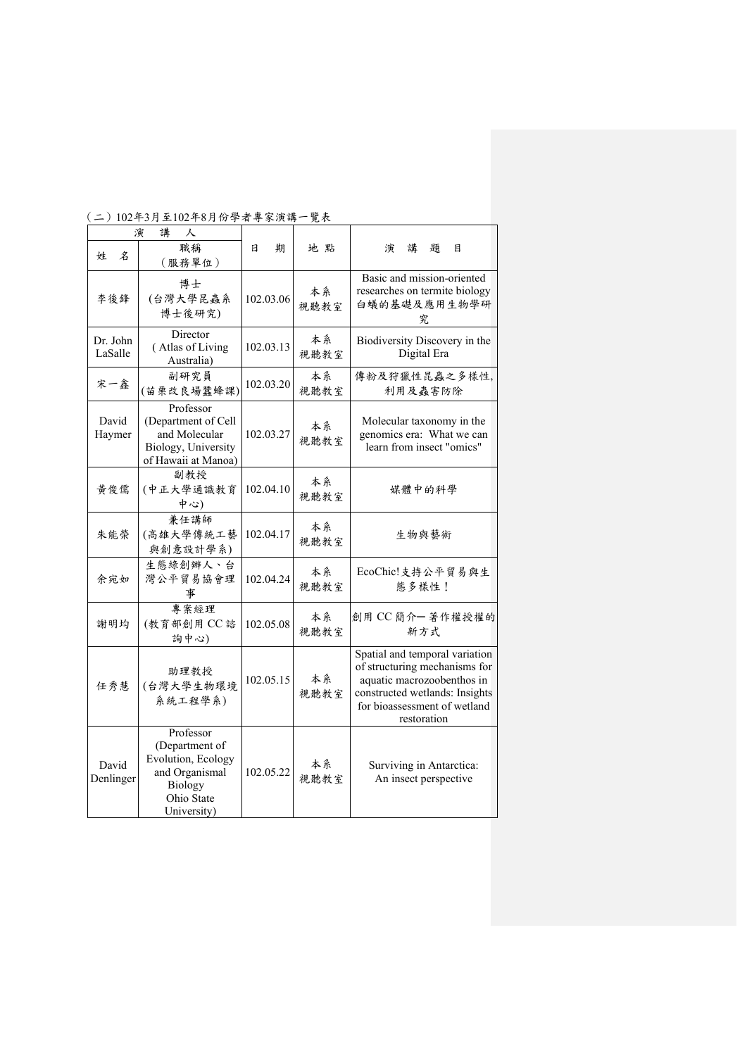（二）102年3月至102年8月份學者專家演講一覽表

| 演講人 | | 日期 | 地點 | 演講題目 |
|---|---|---|---|---|
| 姓名 | 職稱（服務單位） | | | |
| 李後鋒 | 博士(台灣大學昆蟲系博士後研究) | 102.03.06 | 本系視聽教室 | Basic and mission-oriented researches on termite biology 白蟻的基礎及應用生物學研究 |
| Dr. John LaSalle | Director ( Atlas of Living Australia) | 102.03.13 | 本系視聽教室 | Biodiversity Discovery in the Digital Era |
| 宋一鑫 | 副研究員(苗栗改良場蠶蜂課) | 102.03.20 | 本系視聽教室 | 傳粉及狩獵性昆蟲之多樣性,利用及蟲害防除 |
| David Haymer | Professor (Department of Cell and Molecular Biology, University of Hawaii at Manoa) | 102.03.27 | 本系視聽教室 | Molecular taxonomy in the genomics era: What we can learn from insect "omics" |
| 黃俊儒 | 副教授(中正大學通識教育中心) | 102.04.10 | 本系視聽教室 | 媒體中的科學 |
| 朱能榮 | 兼任講師(高雄大學傳統工藝與創意設計學系) | 102.04.17 | 本系視聽教室 | 生物與藝術 |
| 余宛如 | 生態綠創辦人、台灣公平貿易協會理事 | 102.04.24 | 本系視聽教室 | EcoChic!支持公平貿易與生態多樣性！ |
| 謝明均 | 專案經理(教育部創用 CC 諮詢中心) | 102.05.08 | 本系視聽教室 | 創用 CC 簡介—著作權授權的新方式 |
| 任秀慧 | 助理教授(台灣大學生物環境系統工程學系) | 102.05.15 | 本系視聽教室 | Spatial and temporal variation of structuring mechanisms for aquatic macrozoobenthos in constructed wetlands: Insights for bioassessment of wetland restoration |
| David Denlinger | Professor (Department of Evolution, Ecology and Organismal Biology Ohio State University) | 102.05.22 | 本系視聽教室 | Surviving in Antarctica: An insect perspective |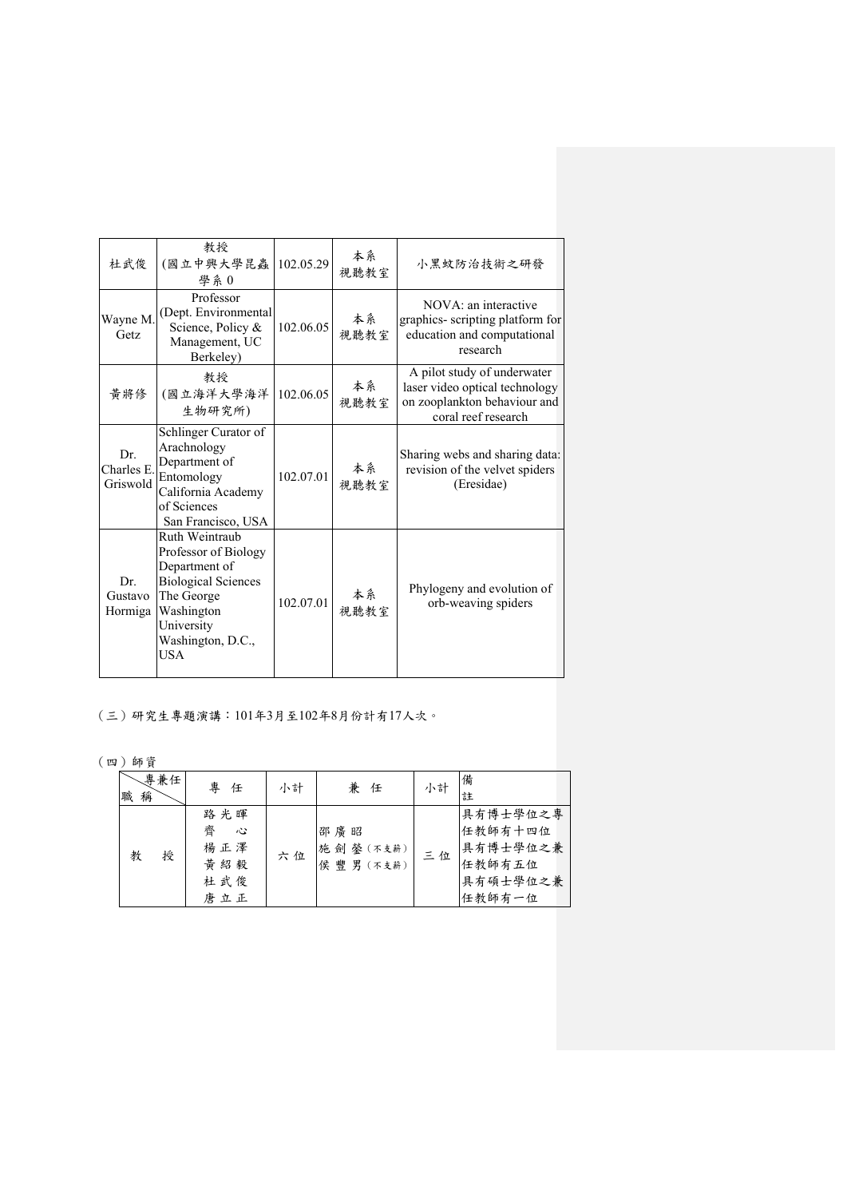| 杜武俊 | 教授 (國立中興大學昆蟲學系 0 | 102.05.29 | 本系視聽教室 | 小黑蚊防治技術之研發 |
| --- | --- | --- | --- | --- |
| Wayne M. Getz | Professor (Dept. Environmental Science, Policy & Management, UC Berkeley) | 102.06.05 | 本系視聽教室 | NOVA: an interactive graphics- scripting platform for education and computational research |
| 黃將修 | 教授 (國立海洋大學海洋生物研究所) | 102.06.05 | 本系視聽教室 | A pilot study of underwater laser video optical technology on zooplankton behaviour and coral reef research |
| Dr. Charles E. Griswold | Schlinger Curator of Arachnology Department of Entomology California Academy of Sciences San Francisco, USA | 102.07.01 | 本系視聽教室 | Sharing webs and sharing data: revision of the velvet spiders (Eresidae) |
| Dr. Gustavo Hormiga | Ruth Weintraub Professor of Biology Department of Biological Sciences The George Washington University Washington, D.C., USA | 102.07.01 | 本系視聽教室 | Phylogeny and evolution of orb-weaving spiders |

（三）研究生專題演講：101年3月至102年8月份計有17人次。

（四）師資

| 職稱＼專兼任 | 專 任 | 小計 | 兼 任 | 小計 | 備註 |
| --- | --- | --- | --- | --- | --- |
| 教 授 | 路光暉<br>齊 心<br>楊正澤<br>黃紹毅<br>杜武俊<br>唐立正 | 六位 | 邵廣昭<br>施劍鎣（不支薪）<br>侯豐男（不支薪） | 三位 | 具有博士學位之專任教師有十四位<br>具有博士學位之兼任教師有五位<br>具有碩士學位之兼任教師有一位 |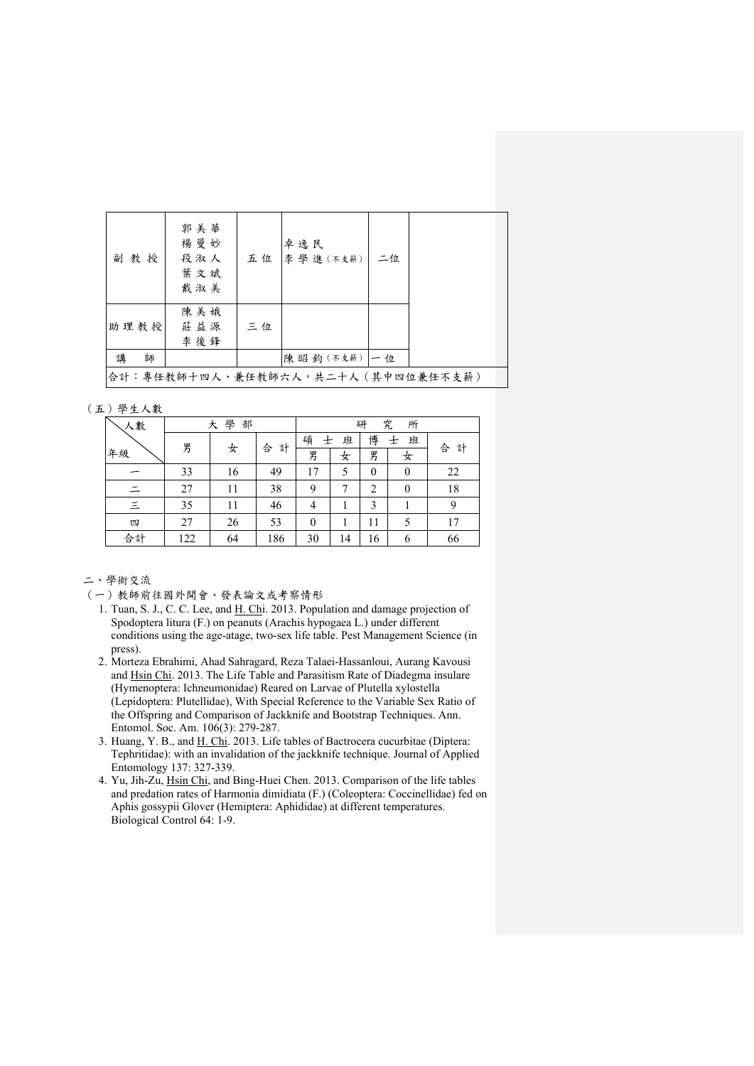| 副教授 | 郭美華<br>楊曼妙<br>段淑人<br>葉文斌<br>戴淑美 | 五位 | 卓逸民<br>李學進（不支薪） | 二位 |
|---|---|---|---|---|
| 助理教授 | 陳美娥<br>莊益源<br>李後鋒 | 三位 | | |
| 講　師 | | | 陳昭鈞（不支薪） | 一位 |
| 合計：專任教師十四人、兼任教師六人，共二十人（其中四位兼任不支薪） | | | | |

（五）學生人數

| 人數／年級 | 大學部 | | | 研究所 | | | | |
|---|---|---|---|---|---|---|---|---|
| | 男 | 女 | 合計 | 碩士班 | | 博士班 | | 合計 |
| | | | | 男 | 女 | 男 | 女 | |
| 一 | 33 | 16 | 49 | 17 | 5 | 0 | 0 | 22 |
| 二 | 27 | 11 | 38 | 9 | 7 | 2 | 0 | 18 |
| 三 | 35 | 11 | 46 | 4 | 1 | 3 | 1 | 9 |
| 四 | 27 | 26 | 53 | 0 | 1 | 11 | 5 | 17 |
| 合計 | 122 | 64 | 186 | 30 | 14 | 16 | 6 | 66 |

二、學術交流

（一）教師前往國外開會、發表論文或考察情形

1. Tuan, S. J., C. C. Lee, and H. Chi. 2013. Population and damage projection of Spodoptera litura (F.) on peanuts (Arachis hypogaea L.) under different conditions using the age-atage, two-sex life table. Pest Management Science (in press).
2. Morteza Ebrahimi, Ahad Sahragard, Reza Talaei-Hassanloui, Aurang Kavousi and Hsin Chi. 2013. The Life Table and Parasitism Rate of Diadegma insulare (Hymenoptera: Ichneumonidae) Reared on Larvae of Plutella xylostella (Lepidoptera: Plutellidae), With Special Reference to the Variable Sex Ratio of the Offspring and Comparison of Jackknife and Bootstrap Techniques. Ann. Entomol. Soc. Am. 106(3): 279-287.
3. Huang, Y. B., and H. Chi. 2013. Life tables of Bactrocera cucurbitae (Diptera: Tephritidae): with an invalidation of the jackknife technique. Journal of Applied Entomology 137: 327-339.
4. Yu, Jih-Zu, Hsin Chi, and Bing-Huei Chen. 2013. Comparison of the life tables and predation rates of Harmonia dimidiata (F.) (Coleoptera: Coccinellidae) fed on Aphis gossypii Glover (Hemiptera: Aphididae) at different temperatures. Biological Control 64: 1-9.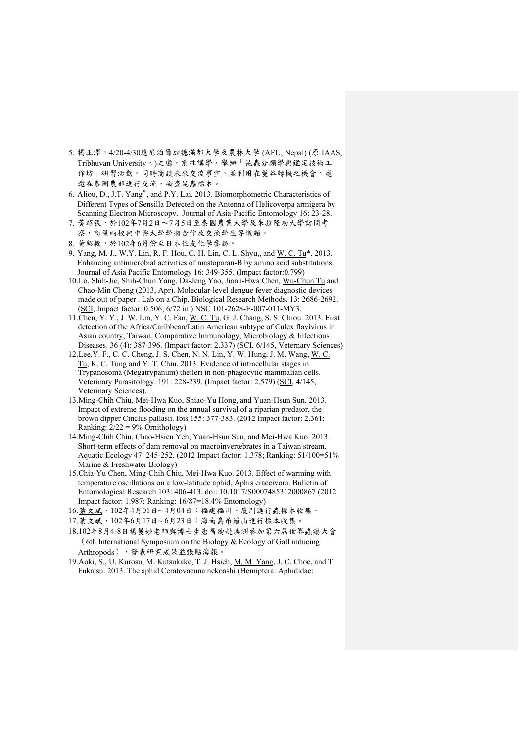5. 楊正澤，4/20-4/30應尼泊爾加德滿都大學及農林大學 (AFU, Nepal) (原 IAAS, Tribhuvan University，)之邀，前往講學，舉辦「昆蟲分類學與鑑定技術工作坊」研習活動。同時商談未來交流事宜，並利用在曼谷轉機之機會，應邀在泰國農部進行交流，檢查昆蟲標本。
6. Aliou, D., J.T. Yang*, and P.Y. Lai. 2013. Biomorphometric Characteristics of Different Types of Sensilla Detected on the Antenna of Helicoverpa armigera by Scanning Electron Microscopy. Journal of Asia-Pacific Entomology 16: 23-28.
7. 黃紹毅，於102年7月2日～7月5日至泰國農業大學及朱拉隆功大學訪問考察，商量兩校與中興大學學術合作及交換學生等議題。
8. 黃紹毅，於102年6月份至日本住友化學參訪。
9. Yang, M. J., W.Y. Lin, R. F. Hou, C. H. Lin, C. L. Shyu,, and W. C. Tu*. 2013. Enhancing antimicrobial activities of mastoparan-B by amino acid substitutions. Journal of Asia Pacific Entomology 16: 349-355. (Impact factor:0.799)
10. Lo, Shih-Jie, Shih-Chun Yang, Da-Jeng Yao, Jiann-Hwa Chen, Wu-Chun Tu and Chao-Min Cheng (2013, Apr). Molecular-level dengue fever diagnostic devices made out of paper . Lab on a Chip. Biological Research Methods. 13: 2686-2692. (SCI, Impact factor: 0.506; 6/72 in ) NSC 101-2628-E-007-011-MY3.
11. Chen, Y. Y., J. W. Lin, Y. C. Fan, W. C. Tu, G. J. Chang, S. S. Chiou. 2013. First detection of the Africa/Caribbean/Latin American subtype of Culex flavivirus in Asian country, Taiwan. Comparative Immunology, Microbiology & Infectious Diseases. 36 (4): 387-396. (Impact factor: 2.337) (SCI, 6/145, Veternary Sciences)
12. Lee,Y. F., C. C. Cheng, J. S. Chen, N. N. Lin, Y. W. Hung, J. M. Wang, W. C. Tu, K. C. Tung and Y. T. Chiu. 2013. Evidence of intracellular stages in Trypanosoma (Megatrypanum) theileri in non-phagocytic mammalian cells. Veterinary Parasitology. 191: 228-239. (Impact factor: 2.579) (SCI, 4/145, Veterinary Sciences).
13. Ming-Chih Chiu, Mei-Hwa Kuo, Shiao-Yu Hong, and Yuan-Hsun Sun. 2013. Impact of extreme flooding on the annual survival of a riparian predator, the brown dipper Cinclus pallasii. Ibis 155: 377-383. (2012 Impact factor: 2.361; Ranking: 2/22 = 9% Ornithology)
14. Ming-Chih Chiu, Chao-Hsien Yeh, Yuan-Hsun Sun, and Mei-Hwa Kuo. 2013. Short-term effects of dam removal on macroinvertebrates in a Taiwan stream. Aquatic Ecology 47: 245-252. (2012 Impact factor: 1.378; Ranking: 51/100=51% Marine & Freshwater Biology)
15. Chia-Yu Chen, Ming-Chih Chiu, Mei-Hwa Kuo. 2013. Effect of warming with temperature oscillations on a low-latitude aphid, Aphis craccivora. Bulletin of Entomological Research 103: 406-413. doi: 10.1017/S0007485312000867 (2012 Impact factor: 1.987; Ranking: 16/87=18.4% Entomology)
16. 葉文斌，102年4月01日~4月04日：福建福州、廈門進行蟲標本收集。
17. 葉文斌，102年6月17日~6月23日：海南島吊羅山進行標本收集。
18. 102年8月4-8日楊曼妙老師與博士生唐昌廸赴澳洲參加第六屆世界蟲癭大會（6th International Symposium on the Biology & Ecology of Gall inducing Arthropods），發表研究成果並張貼海報。
19. Aoki, S., U. Kurosu, M. Kutsukake, T. J. Hsieh, M. M. Yang, J. C. Choe, and T. Fukatsu. 2013. The aphid Ceratovacuna nekoashi (Hemiptera: Aphididae: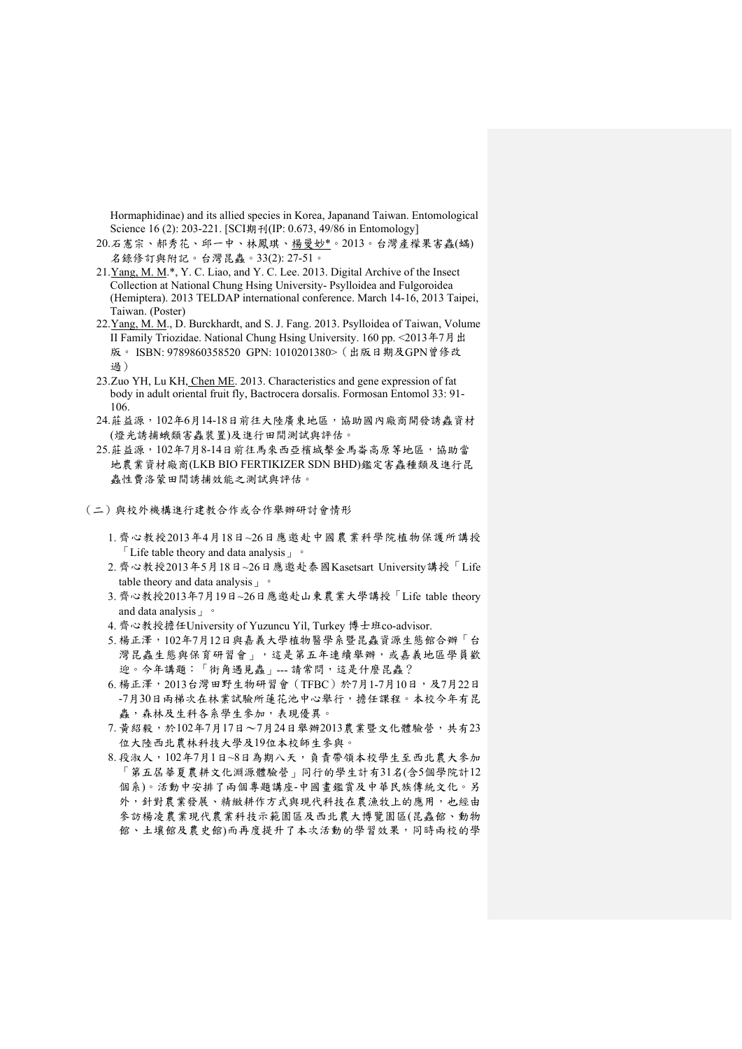Hormaphidinae) and its allied species in Korea, Japanand Taiwan. Entomological Science 16 (2): 203-221. [SCI期刊(IP: 0.673, 49/86 in Entomology]

20. 石憲宗、郝秀花、邱一中、林鳳琪、楊曼妙*。2013。台灣產檬果害蟲(蟎)名錄修訂與附記。台灣昆蟲。33(2): 27-51。
21. Yang, M. M.*, Y. C. Liao, and Y. C. Lee. 2013. Digital Archive of the Insect Collection at National Chung Hsing University- Psylloidea and Fulgoroidea (Hemiptera). 2013 TELDAP international conference. March 14-16, 2013 Taipei, Taiwan. (Poster)
22. Yang, M. M., D. Burckhardt, and S. J. Fang. 2013. Psylloidea of Taiwan, Volume II Family Triozidae. National Chung Hsing University. 160 pp. <2013年7月出版。 ISBN: 9789860358520 GPN: 1010201380>（出版日期及GPN曾修改過）
23. Zuo YH, Lu KH, Chen ME. 2013. Characteristics and gene expression of fat body in adult oriental fruit fly, Bactrocera dorsalis. Formosan Entomol 33: 91-106.
24. 莊益源，102年6月14-18日前往大陸廣東地區，協助國內廠商開發誘蟲資材(燈光誘捕蛾類害蟲裝置)及進行田間測試與評估。
25. 莊益源，102年7月8-14日前往馬來西亞檳城擊金馬崙高原等地區，協助當地農業資材廠商(LKB BIO FERTIKIZER SDN BHD)鑑定害蟲種類及進行昆蟲性費洛蒙田間誘捕效能之測試與評估。

（二）與校外機構進行建教合作或合作舉辦研討會情形

1. 齊心教授2013年4月18日~26日應邀赴中國農業科學院植物保護所講授「Life table theory and data analysis」。
2. 齊心教授2013年5月18日~26日應邀赴泰國Kasetsart University講授「Life table theory and data analysis」。
3. 齊心教授2013年7月19日~26日應邀赴山東農業大學講授「Life table theory and data analysis」。
4. 齊心教授擔任University of Yuzuncu Yil, Turkey 博士班co-advisor.
5. 楊正澤，102年7月12日與嘉義大學植物醫學系暨昆蟲資源生態館合辦「台灣昆蟲生態與保育研習會」，這是第五年連續舉辦，或嘉義地區學員歡迎。今年講題：「街角遇見蟲」--- 請常問，這是什麼昆蟲？
6. 楊正澤，2013台灣田野生物研習會（TFBC）於7月1-7月10日，及7月22日-7月30日兩梯次在林業試驗所蓮花池中心舉行，擔任課程。本校今年有昆蟲，森林及生科各系學生參加，表現優異。
7. 黃紹毅，於102年7月17日～7月24日舉辦2013農業暨文化體驗營，共有23位大陸西北農林科技大學及19位本校師生參與。
8. 段淑人，102年7月1日~8日為期八天，負責帶領本校學生至西北農大參加「第五屆華夏農耕文化淵源體驗營」同行的學生計有31名(含5個學院計12個系)。活動中安排了兩個專題講座-中國畫鑑賞及中華民族傳統文化。另外，針對農業發展、精緻耕作方式與現代科技在農漁牧上的應用，也經由參訪楊凌農業現代農業科技示範園區及西北農大博覽園區(昆蟲館、動物館、土壤館及農史館)而再度提升了本次活動的學習效果，同時兩校的學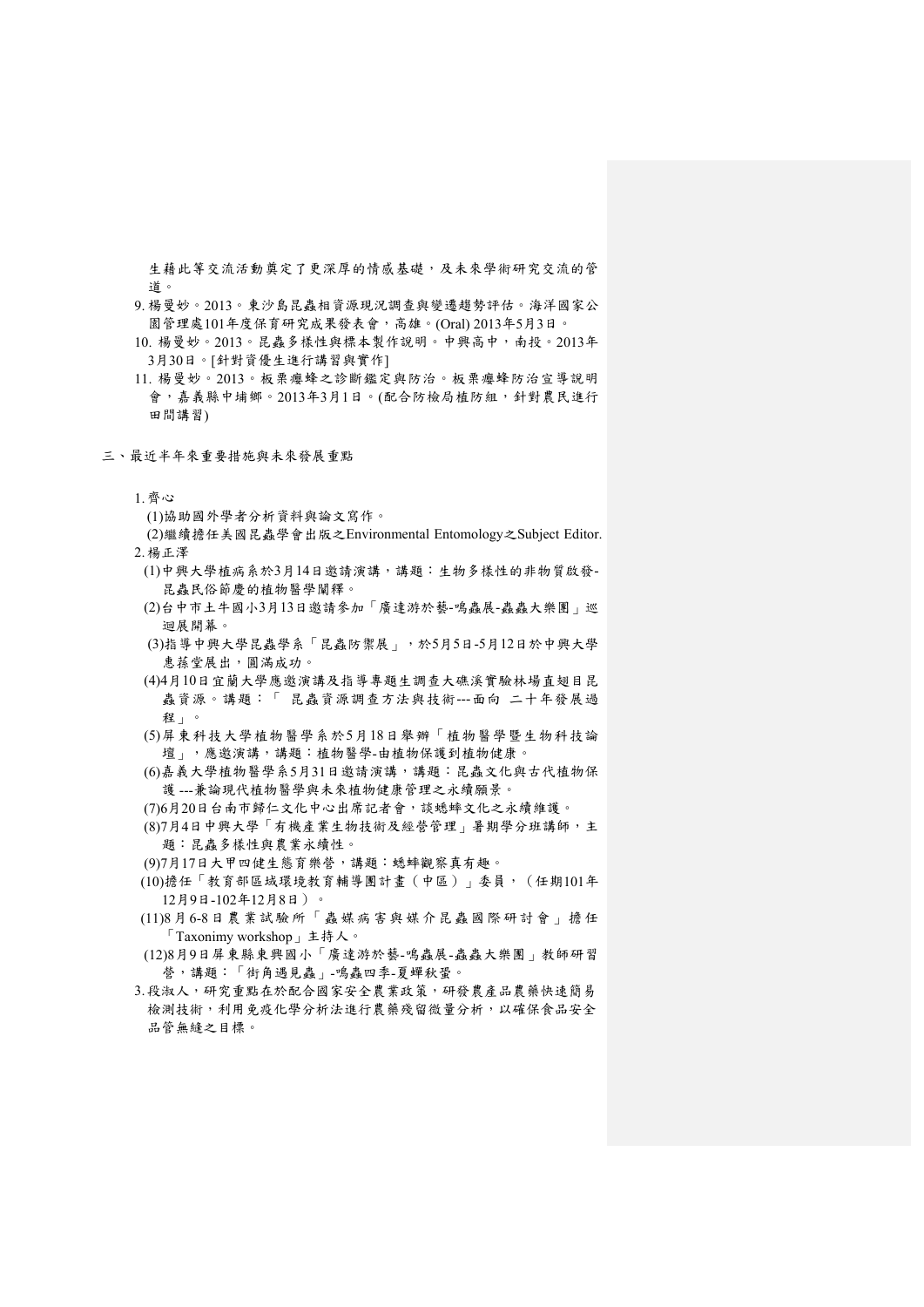生藉此等交流活動奠定了更深厚的情感基礎，及未來學術研究交流的管道。

9. 楊曼妙。2013。東沙島昆蟲相資源現況調查與變遷趨勢評估。海洋國家公園管理處101年度保育研究成果發表會，高雄。(Oral) 2013年5月3日。
10. 楊曼妙。2013。昆蟲多樣性與標本製作說明。中興高中，南投。2013年3月30日。[針對資優生進行講習與實作]
11. 楊曼妙。2013。板栗癭蜂之診斷鑑定與防治。板栗癭蜂防治宣導說明會，嘉義縣中埔鄉。2013年3月1日。(配合防檢局植防組，針對農民進行田間講習)

三、最近半年來重要措施與未來發展重點

1. 齊心
   (1)協助國外學者分析資料與論文寫作。
   (2)繼續擔任美國昆蟲學會出版之Environmental Entomology之Subject Editor.
2. 楊正澤
   (1)中興大學植病系於3月14日邀請演講，講題：生物多樣性的非物質啟發-昆蟲民俗節慶的植物醫學闡釋。
   (2)台中市土牛國小3月13日邀請參加「廣達游於藝-鳴蟲展-蟲蟲大樂團」巡迴展開幕。
   (3)指導中興大學昆蟲學系「昆蟲防禦展」，於5月5日-5月12日於中興大學惠蓀堂展出，圓滿成功。
   (4)4月10日宜蘭大學應邀演講及指導專題生調查大礁溪實驗林場直翅目昆蟲資源。講題：「 昆蟲資源調查方法與技術---面向 二十年發展過程」。
   (5)屏東科技大學植物醫學系於5月18日舉辦「植物醫學暨生物科技論壇」，應邀演講，講題：植物醫學-由植物保護到植物健康。
   (6)嘉義大學植物醫學系5月31日邀請演講，講題：昆蟲文化與古代植物保護 ---兼論現代植物醫學與未來植物健康管理之永續願景。
   (7)6月20日台南市歸仁文化中心出席記者會，談蟋蟀文化之永續維護。
   (8)7月4日中興大學「有機產業生物技術及經營管理」暑期學分班講師，主題：昆蟲多樣性與農業永續性。
   (9)7月17日大甲四健生態育樂營，講題：蟋蟀觀察真有趣。
   (10)擔任「教育部區域環境教育輔導團計畫（中區）」委員，（任期101年12月9日-102年12月8日）。
   (11)8月6-8日農業試驗所「蟲媒病害與媒介昆蟲國際研討會」擔任「Taxonimy workshop」主持人。
   (12)8月9日屏東縣東興國小「廣達游於藝-鳴蟲展-蟲蟲大樂團」教師研習營，講題：「街角遇見蟲」-鳴蟲四季-夏蟬秋蛩。
3. 段淑人，研究重點在於配合國家安全農業政策，研發農產品農藥快速簡易檢測技術，利用免疫化學分析法進行農藥殘留微量分析，以確保食品安全品管無縫之目標。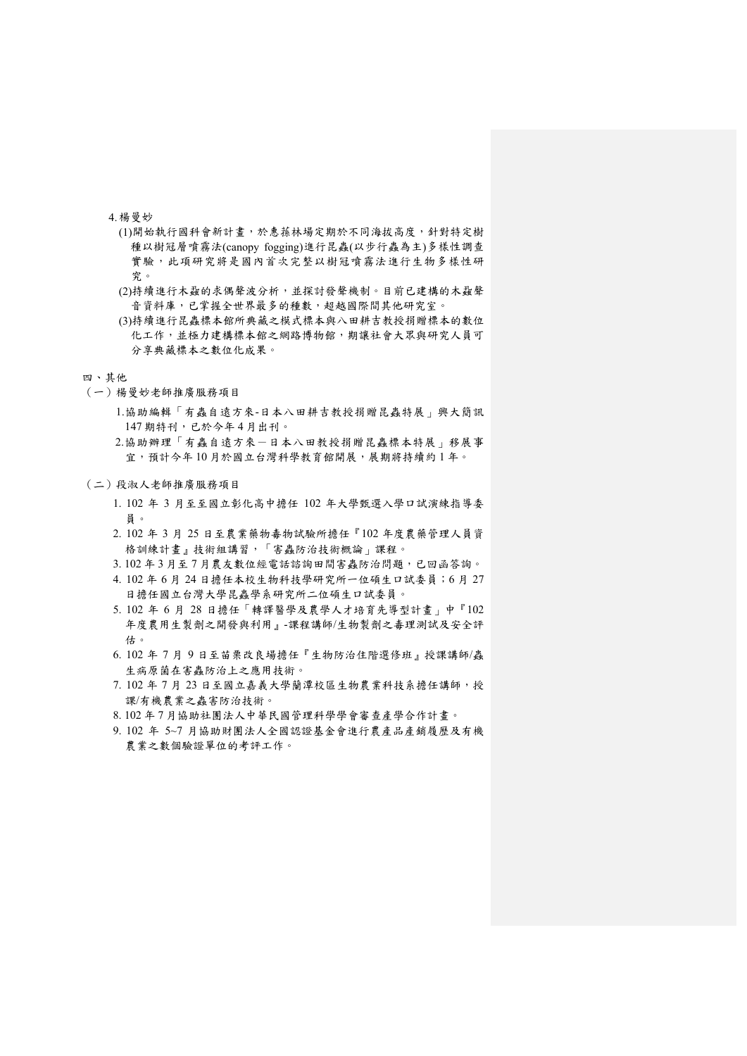4. 楊曼妙

(1)開始執行國科會新計畫，於惠蓀林場定期於不同海拔高度，針對特定樹種以樹冠層噴霧法(canopy fogging)進行昆蟲(以步行蟲為主)多樣性調查實驗，此項研究將是國內首次完整以樹冠噴霧法進行生物多樣性研究。

(2)持續進行木蝨的求偶聲波分析，並探討發聲機制。目前已建構的木蝨聲音資料庫，已掌握全世界最多的種數，超越國際間其他研究室。

(3)持續進行昆蟲標本館所典藏之模式標本與八田耕吉教授捐贈標本的數位化工作，並極力建構標本館之網路博物館，期讓社會大眾與研究人員可分享典藏標本之數位化成果。

四、其他

（一）楊曼妙老師推廣服務項目

1. 協助編輯「有蟲自遠方來-日本八田耕吉教授捐贈昆蟲特展」興大簡訊 147 期特刊，已於今年 4 月出刊。
2. 協助辦理「有蟲自遠方來－日本八田教授捐贈昆蟲標本特展」移展事宜，預計今年 10 月於國立台灣科學教育館開展，展期將持續約 1 年。

（二）段淑人老師推廣服務項目

1. 102 年 3 月至至國立彰化高中擔任 102 年大學甄選入學口試演練指導委員。
2. 102 年 3 月 25 日至農業藥物毒物試驗所擔任『102 年度農藥管理人員資格訓練計畫』技術組講習，「害蟲防治技術概論」課程。
3. 102 年 3 月至 7 月農友數位經電話諮詢田間害蟲防治問題，已回函答詢。
4. 102 年 6 月 24 日擔任本校生物科技學研究所一位碩生口試委員；6 月 27 日擔任國立台灣大學昆蟲學系研究所二位碩生口試委員。
5. 102 年 6 月 28 日擔任「轉譯醫學及農學人才培育先導型計畫」中『102 年度農用生製劑之開發與利用』-課程講師/生物製劑之毒理測試及安全評估。
6. 102 年 7 月 9 日至苗栗改良場擔任『生物防治住階選修班』授課講師/蟲生病原菌在害蟲防治上之應用技術。
7. 102 年 7 月 23 日至國立嘉義大學蘭潭校區生物農業科技系擔任講師，授課/有機農業之蟲害防治技術。
8. 102 年 7 月協助社團法人中華民國管理科學學會審查產學合作計畫。
9. 102 年 5~7 月協助財團法人全國認證基金會進行農產品產銷履歷及有機農業之數個驗證單位的考評工作。